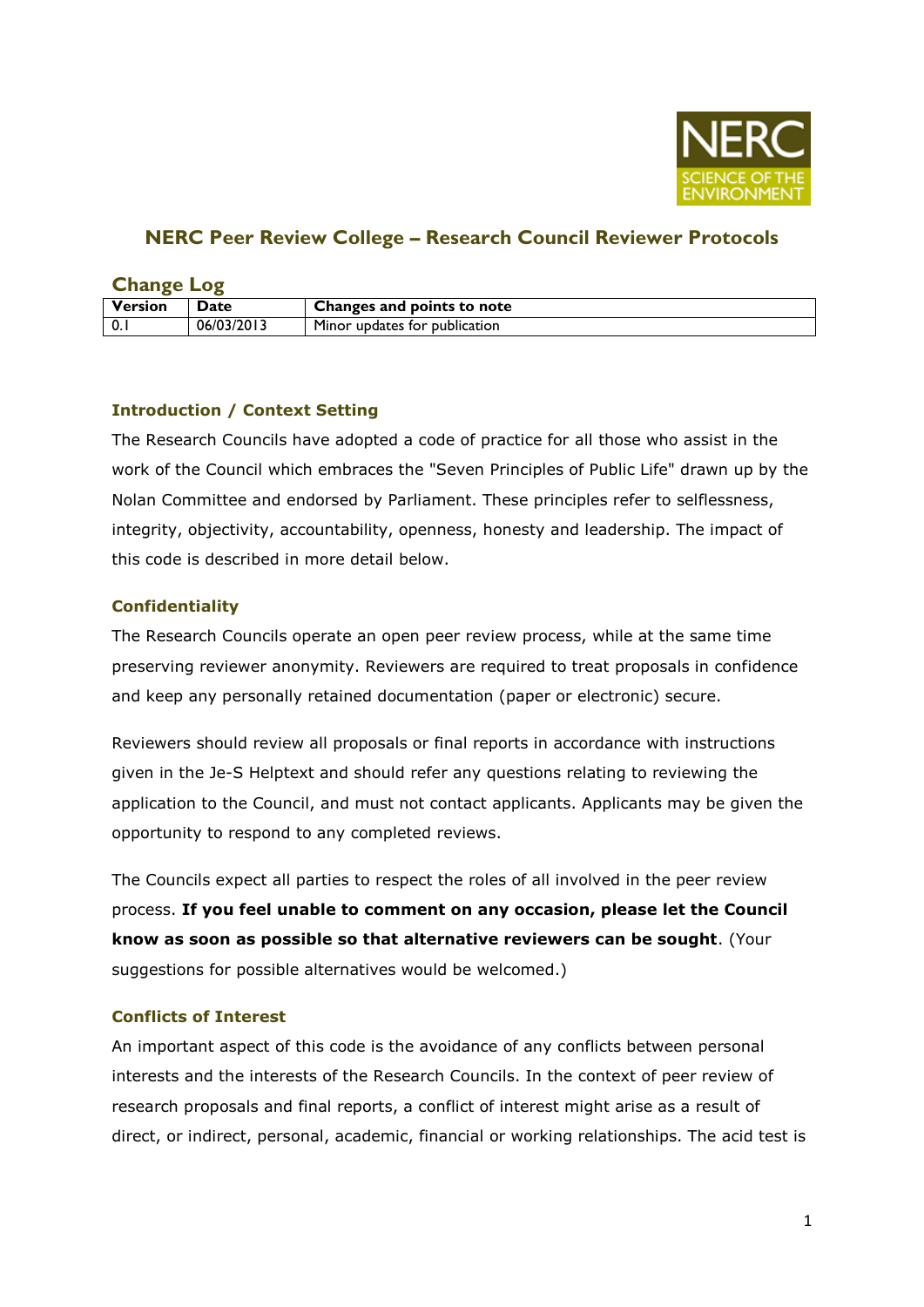# NERC Peer Review College – Research Council Reviewer Protocols

## Change Log

| Version | Date | Changes and points to note |
|---|---|---|
| 0.1 | 06/03/2013 | Minor updates for publication |

### Introduction / Context Setting

The Research Councils have adopted a code of practice for all those who assist in the work of the Council which embraces the "Seven Principles of Public Life" drawn up by the Nolan Committee and endorsed by Parliament. These principles refer to selflessness, integrity, objectivity, accountability, openness, honesty and leadership. The impact of this code is described in more detail below.

### Confidentiality

The Research Councils operate an open peer review process, while at the same time preserving reviewer anonymity. Reviewers are required to treat proposals in confidence and keep any personally retained documentation (paper or electronic) secure.

Reviewers should review all proposals or final reports in accordance with instructions given in the Je-S Helptext and should refer any questions relating to reviewing the application to the Council, and must not contact applicants. Applicants may be given the opportunity to respond to any completed reviews.

The Councils expect all parties to respect the roles of all involved in the peer review process. **If you feel unable to comment on any occasion, please let the Council know as soon as possible so that alternative reviewers can be sought**. (Your suggestions for possible alternatives would be welcomed.)

### Conflicts of Interest

An important aspect of this code is the avoidance of any conflicts between personal interests and the interests of the Research Councils. In the context of peer review of research proposals and final reports, a conflict of interest might arise as a result of direct, or indirect, personal, academic, financial or working relationships. The acid test is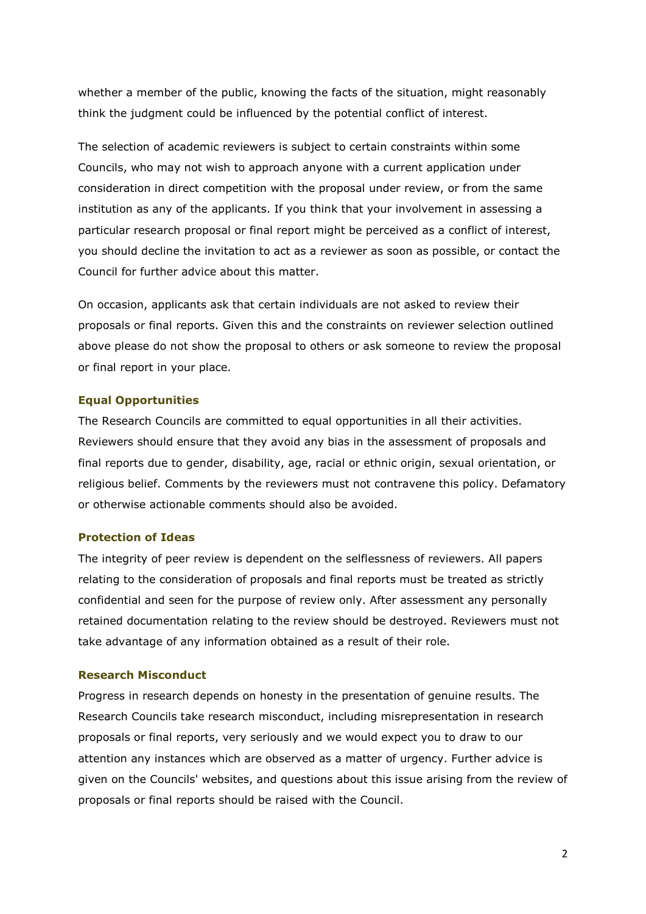whether a member of the public, knowing the facts of the situation, might reasonably think the judgment could be influenced by the potential conflict of interest.

The selection of academic reviewers is subject to certain constraints within some Councils, who may not wish to approach anyone with a current application under consideration in direct competition with the proposal under review, or from the same institution as any of the applicants. If you think that your involvement in assessing a particular research proposal or final report might be perceived as a conflict of interest, you should decline the invitation to act as a reviewer as soon as possible, or contact the Council for further advice about this matter.

On occasion, applicants ask that certain individuals are not asked to review their proposals or final reports. Given this and the constraints on reviewer selection outlined above please do not show the proposal to others or ask someone to review the proposal or final report in your place.

### Equal Opportunities

The Research Councils are committed to equal opportunities in all their activities. Reviewers should ensure that they avoid any bias in the assessment of proposals and final reports due to gender, disability, age, racial or ethnic origin, sexual orientation, or religious belief. Comments by the reviewers must not contravene this policy. Defamatory or otherwise actionable comments should also be avoided.

### Protection of Ideas

The integrity of peer review is dependent on the selflessness of reviewers. All papers relating to the consideration of proposals and final reports must be treated as strictly confidential and seen for the purpose of review only. After assessment any personally retained documentation relating to the review should be destroyed. Reviewers must not take advantage of any information obtained as a result of their role.

### Research Misconduct

Progress in research depends on honesty in the presentation of genuine results. The Research Councils take research misconduct, including misrepresentation in research proposals or final reports, very seriously and we would expect you to draw to our attention any instances which are observed as a matter of urgency. Further advice is given on the Councils' websites, and questions about this issue arising from the review of proposals or final reports should be raised with the Council.